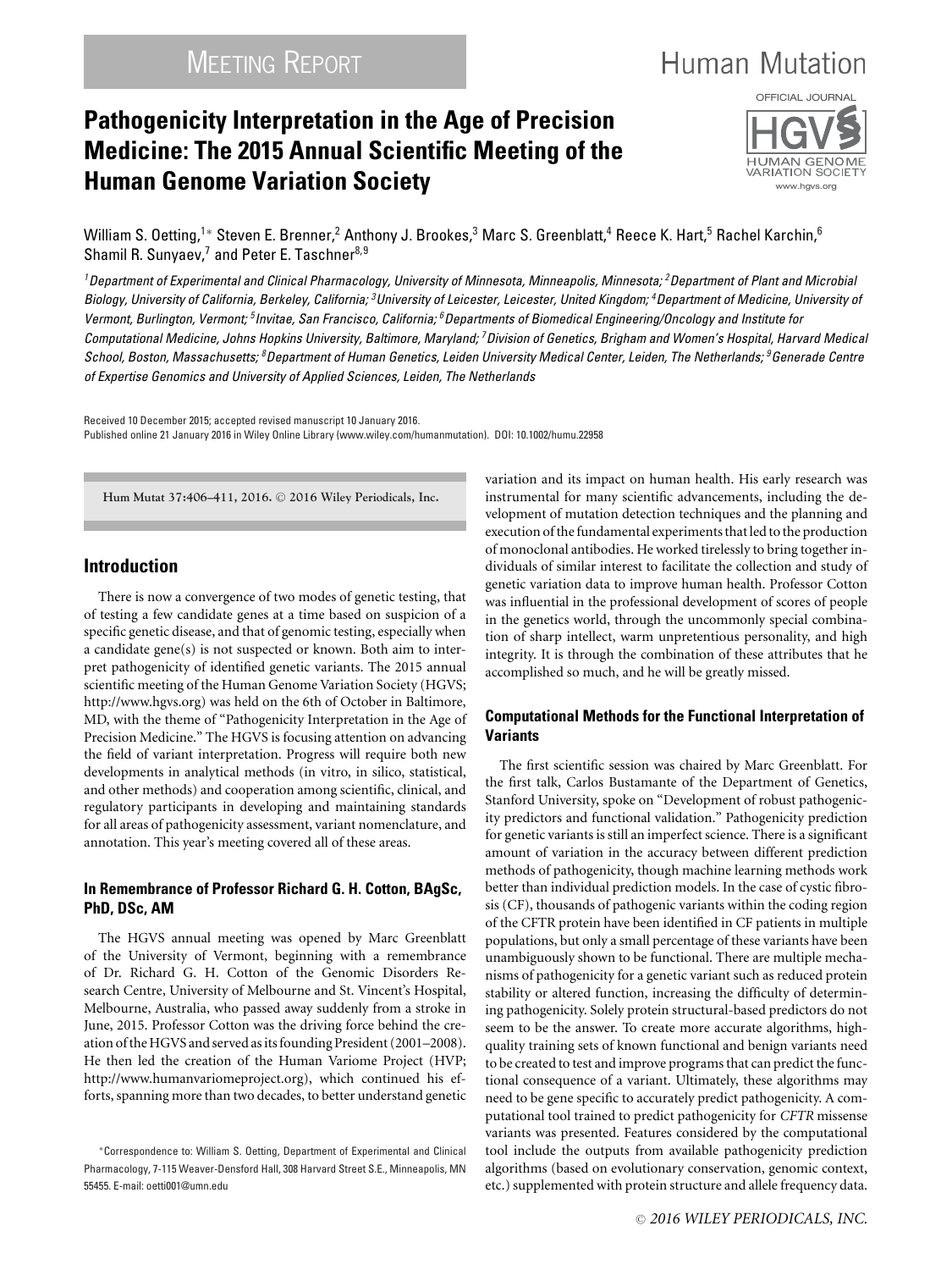MEETING REPORT

# Pathogenicity Interpretation in the Age of Precision Medicine: The 2015 Annual Scientific Meeting of the Human Genome Variation Society

William S. Oetting,[1*] Steven E. Brenner,[2] Anthony J. Brookes,[3] Marc S. Greenblatt,[4] Reece K. Hart,[5] Rachel Karchin,[6] Shamil R. Sunyaev,[7] and Peter E. Taschner[8,9]

*[1]Department of Experimental and Clinical Pharmacology, University of Minnesota, Minneapolis, Minnesota; [2]Department of Plant and Microbial Biology, University of California, Berkeley, California; [3]University of Leicester, Leicester, United Kingdom; [4]Department of Medicine, University of Vermont, Burlington, Vermont; [5]Invitae, San Francisco, California; [6]Departments of Biomedical Engineering/Oncology and Institute for Computational Medicine, Johns Hopkins University, Baltimore, Maryland; [7]Division of Genetics, Brigham and Women's Hospital, Harvard Medical School, Boston, Massachusetts; [8]Department of Human Genetics, Leiden University Medical Center, Leiden, The Netherlands; [9]Generade Centre of Expertise Genomics and University of Applied Sciences, Leiden, The Netherlands*

Received 10 December 2015; accepted revised manuscript 10 January 2016.
Published online 21 January 2016 in Wiley Online Library (www.wiley.com/humanmutation). DOI: 10.1002/humu.22958

## Introduction

There is now a convergence of two modes of genetic testing, that of testing a few candidate genes at a time based on suspicion of a specific genetic disease, and that of genomic testing, especially when a candidate gene(s) is not suspected or known. Both aim to interpret pathogenicity of identified genetic variants. The 2015 annual scientific meeting of the Human Genome Variation Society (HGVS; http://www.hgvs.org) was held on the 6th of October in Baltimore, MD, with the theme of "Pathogenicity Interpretation in the Age of Precision Medicine." The HGVS is focusing attention on advancing the field of variant interpretation. Progress will require both new developments in analytical methods (in vitro, in silico, statistical, and other methods) and cooperation among scientific, clinical, and regulatory participants in developing and maintaining standards for all areas of pathogenicity assessment, variant nomenclature, and annotation. This year's meeting covered all of these areas.

### In Remembrance of Professor Richard G. H. Cotton, BAgSc, PhD, DSc, AM

The HGVS annual meeting was opened by Marc Greenblatt of the University of Vermont, beginning with a remembrance of Dr. Richard G. H. Cotton of the Genomic Disorders Research Centre, University of Melbourne and St. Vincent's Hospital, Melbourne, Australia, who passed away suddenly from a stroke in June, 2015. Professor Cotton was the driving force behind the creation of the HGVS and served as its founding President (2001–2008). He then led the creation of the Human Variome Project (HVP; http://www.humanvariomeproject.org), which continued his efforts, spanning more than two decades, to better understand genetic variation and its impact on human health. His early research was instrumental for many scientific advancements, including the development of mutation detection techniques and the planning and execution of the fundamental experiments that led to the production of monoclonal antibodies. He worked tirelessly to bring together individuals of similar interest to facilitate the collection and study of genetic variation data to improve human health. Professor Cotton was influential in the professional development of scores of people in the genetics world, through the uncommonly special combination of sharp intellect, warm unpretentious personality, and high integrity. It is through the combination of these attributes that he accomplished so much, and he will be greatly missed.

### Computational Methods for the Functional Interpretation of Variants

The first scientific session was chaired by Marc Greenblatt. For the first talk, Carlos Bustamante of the Department of Genetics, Stanford University, spoke on "Development of robust pathogenicity predictors and functional validation." Pathogenicity prediction for genetic variants is still an imperfect science. There is a significant amount of variation in the accuracy between different prediction methods of pathogenicity, though machine learning methods work better than individual prediction models. In the case of cystic fibrosis (CF), thousands of pathogenic variants within the coding region of the CFTR protein have been identified in CF patients in multiple populations, but only a small percentage of these variants have been unambiguously shown to be functional. There are multiple mechanisms of pathogenicity for a genetic variant such as reduced protein stability or altered function, increasing the difficulty of determining pathogenicity. Solely protein structural-based predictors do not seem to be the answer. To create more accurate algorithms, high-quality training sets of known functional and benign variants need to be created to test and improve programs that can predict the functional consequence of a variant. Ultimately, these algorithms may need to be gene specific to accurately predict pathogenicity. A computational tool trained to predict pathogenicity for *CFTR* missense variants was presented. Features considered by the computational tool include the outputs from available pathogenicity prediction algorithms (based on evolutionary conservation, genomic context, etc.) supplemented with protein structure and allele frequency data.

*Correspondence to: William S. Oetting, Department of Experimental and Clinical Pharmacology, 7-115 Weaver-Densford Hall, 308 Harvard Street S.E., Minneapolis, MN 55455. E-mail: oetti001@umn.edu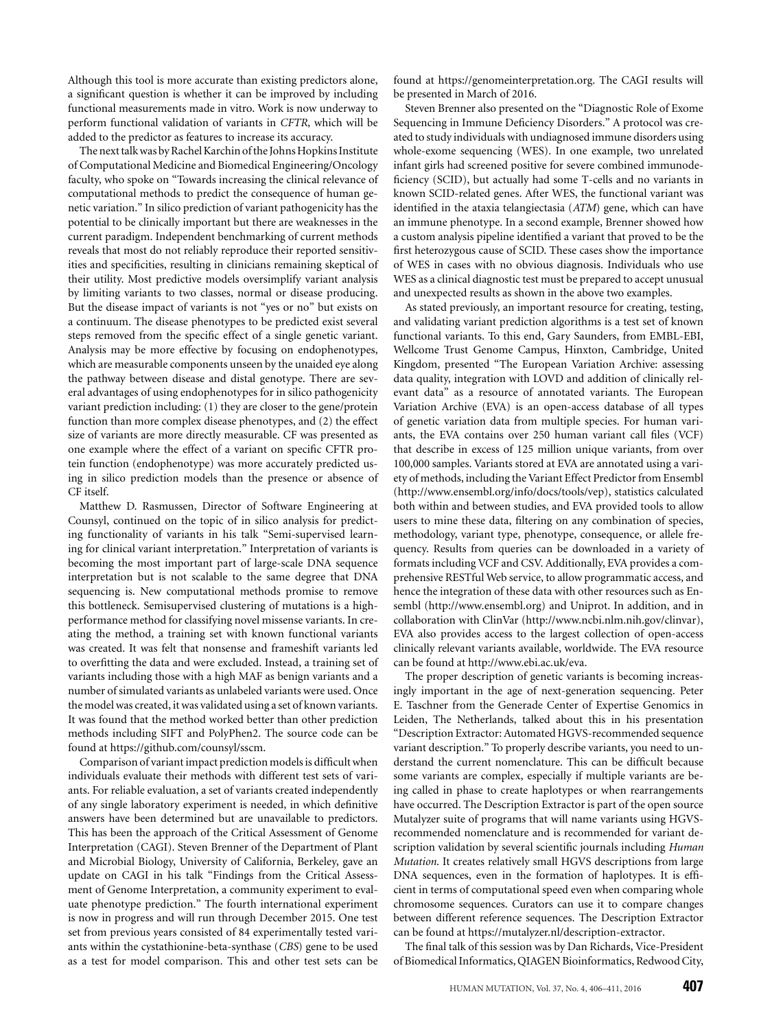Although this tool is more accurate than existing predictors alone, a significant question is whether it can be improved by including functional measurements made in vitro. Work is now underway to perform functional validation of variants in *CFTR*, which will be added to the predictor as features to increase its accuracy.

The next talk was by Rachel Karchin of the Johns Hopkins Institute of Computational Medicine and Biomedical Engineering/Oncology faculty, who spoke on "Towards increasing the clinical relevance of computational methods to predict the consequence of human genetic variation." In silico prediction of variant pathogenicity has the potential to be clinically important but there are weaknesses in the current paradigm. Independent benchmarking of current methods reveals that most do not reliably reproduce their reported sensitivities and specificities, resulting in clinicians remaining skeptical of their utility. Most predictive models oversimplify variant analysis by limiting variants to two classes, normal or disease producing. But the disease impact of variants is not "yes or no" but exists on a continuum. The disease phenotypes to be predicted exist several steps removed from the specific effect of a single genetic variant. Analysis may be more effective by focusing on endophenotypes, which are measurable components unseen by the unaided eye along the pathway between disease and distal genotype. There are several advantages of using endophenotypes for in silico pathogenicity variant prediction including: (1) they are closer to the gene/protein function than more complex disease phenotypes, and (2) the effect size of variants are more directly measurable. CF was presented as one example where the effect of a variant on specific CFTR protein function (endophenotype) was more accurately predicted using in silico prediction models than the presence or absence of CF itself.

Matthew D. Rasmussen, Director of Software Engineering at Counsyl, continued on the topic of in silico analysis for predicting functionality of variants in his talk "Semi-supervised learning for clinical variant interpretation." Interpretation of variants is becoming the most important part of large-scale DNA sequence interpretation but is not scalable to the same degree that DNA sequencing is. New computational methods promise to remove this bottleneck. Semisupervised clustering of mutations is a high-performance method for classifying novel missense variants. In creating the method, a training set with known functional variants was created. It was felt that nonsense and frameshift variants led to overfitting the data and were excluded. Instead, a training set of variants including those with a high MAF as benign variants and a number of simulated variants as unlabeled variants were used. Once the model was created, it was validated using a set of known variants. It was found that the method worked better than other prediction methods including SIFT and PolyPhen2. The source code can be found at https://github.com/counsyl/sscm.

Comparison of variant impact prediction models is difficult when individuals evaluate their methods with different test sets of variants. For reliable evaluation, a set of variants created independently of any single laboratory experiment is needed, in which definitive answers have been determined but are unavailable to predictors. This has been the approach of the Critical Assessment of Genome Interpretation (CAGI). Steven Brenner of the Department of Plant and Microbial Biology, University of California, Berkeley, gave an update on CAGI in his talk "Findings from the Critical Assessment of Genome Interpretation, a community experiment to evaluate phenotype prediction." The fourth international experiment is now in progress and will run through December 2015. One test set from previous years consisted of 84 experimentally tested variants within the cystathionine-beta-synthase (*CBS*) gene to be used as a test for model comparison. This and other test sets can be found at https://genomeinterpretation.org. The CAGI results will be presented in March of 2016.

Steven Brenner also presented on the "Diagnostic Role of Exome Sequencing in Immune Deficiency Disorders." A protocol was created to study individuals with undiagnosed immune disorders using whole-exome sequencing (WES). In one example, two unrelated infant girls had screened positive for severe combined immunodeficiency (SCID), but actually had some T-cells and no variants in known SCID-related genes. After WES, the functional variant was identified in the ataxia telangiectasia (*ATM*) gene, which can have an immune phenotype. In a second example, Brenner showed how a custom analysis pipeline identified a variant that proved to be the first heterozygous cause of SCID. These cases show the importance of WES in cases with no obvious diagnosis. Individuals who use WES as a clinical diagnostic test must be prepared to accept unusual and unexpected results as shown in the above two examples.

As stated previously, an important resource for creating, testing, and validating variant prediction algorithms is a test set of known functional variants. To this end, Gary Saunders, from EMBL-EBI, Wellcome Trust Genome Campus, Hinxton, Cambridge, United Kingdom, presented "The European Variation Archive: assessing data quality, integration with LOVD and addition of clinically relevant data" as a resource of annotated variants. The European Variation Archive (EVA) is an open-access database of all types of genetic variation data from multiple species. For human variants, the EVA contains over 250 human variant call files (VCF) that describe in excess of 125 million unique variants, from over 100,000 samples. Variants stored at EVA are annotated using a variety of methods, including the Variant Effect Predictor from Ensembl (http://www.ensembl.org/info/docs/tools/vep), statistics calculated both within and between studies, and EVA provided tools to allow users to mine these data, filtering on any combination of species, methodology, variant type, phenotype, consequence, or allele frequency. Results from queries can be downloaded in a variety of formats including VCF and CSV. Additionally, EVA provides a comprehensive RESTful Web service, to allow programmatic access, and hence the integration of these data with other resources such as Ensembl (http://www.ensembl.org) and Uniprot. In addition, and in collaboration with ClinVar (http://www.ncbi.nlm.nih.gov/clinvar), EVA also provides access to the largest collection of open-access clinically relevant variants available, worldwide. The EVA resource can be found at http://www.ebi.ac.uk/eva.

The proper description of genetic variants is becoming increasingly important in the age of next-generation sequencing. Peter E. Taschner from the Generade Center of Expertise Genomics in Leiden, The Netherlands, talked about this in his presentation "Description Extractor: Automated HGVS-recommended sequence variant description." To properly describe variants, you need to understand the current nomenclature. This can be difficult because some variants are complex, especially if multiple variants are being called in phase to create haplotypes or when rearrangements have occurred. The Description Extractor is part of the open source Mutalyzer suite of programs that will name variants using HGVS-recommended nomenclature and is recommended for variant description validation by several scientific journals including *Human Mutation*. It creates relatively small HGVS descriptions from large DNA sequences, even in the formation of haplotypes. It is efficient in terms of computational speed even when comparing whole chromosome sequences. Curators can use it to compare changes between different reference sequences. The Description Extractor can be found at https://mutalyzer.nl/description-extractor.

The final talk of this session was by Dan Richards, Vice-President of Biomedical Informatics, QIAGEN Bioinformatics, Redwood City,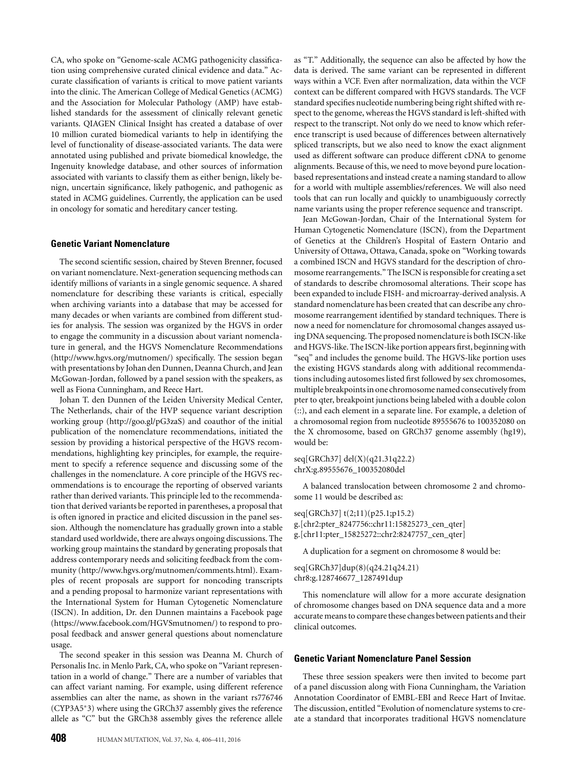CA, who spoke on "Genome-scale ACMG pathogenicity classification using comprehensive curated clinical evidence and data." Accurate classification of variants is critical to move patient variants into the clinic. The American College of Medical Genetics (ACMG) and the Association for Molecular Pathology (AMP) have established standards for the assessment of clinically relevant genetic variants. QIAGEN Clinical Insight has created a database of over 10 million curated biomedical variants to help in identifying the level of functionality of disease-associated variants. The data were annotated using published and private biomedical knowledge, the Ingenuity knowledge database, and other sources of information associated with variants to classify them as either benign, likely benign, uncertain significance, likely pathogenic, and pathogenic as stated in ACMG guidelines. Currently, the application can be used in oncology for somatic and hereditary cancer testing.

## Genetic Variant Nomenclature

The second scientific session, chaired by Steven Brenner, focused on variant nomenclature. Next-generation sequencing methods can identify millions of variants in a single genomic sequence. A shared nomenclature for describing these variants is critical, especially when archiving variants into a database that may be accessed for many decades or when variants are combined from different studies for analysis. The session was organized by the HGVS in order to engage the community in a discussion about variant nomenclature in general, and the HGVS Nomenclature Recommendations (http://www.hgvs.org/mutnomen/) specifically. The session began with presentations by Johan den Dunnen, Deanna Church, and Jean McGowan-Jordan, followed by a panel session with the speakers, as well as Fiona Cunningham, and Reece Hart.

Johan T. den Dunnen of the Leiden University Medical Center, The Netherlands, chair of the HVP sequence variant description working group (http://goo.gl/pG3zaS) and coauthor of the initial publication of the nomenclature recommendations, initiated the session by providing a historical perspective of the HGVS recommendations, highlighting key principles, for example, the requirement to specify a reference sequence and discussing some of the challenges in the nomenclature. A core principle of the HGVS recommendations is to encourage the reporting of observed variants rather than derived variants. This principle led to the recommendation that derived variants be reported in parentheses, a proposal that is often ignored in practice and elicited discussion in the panel session. Although the nomenclature has gradually grown into a stable standard used worldwide, there are always ongoing discussions. The working group maintains the standard by generating proposals that address contemporary needs and soliciting feedback from the community (http://www.hgvs.org/mutnomen/comments.html). Examples of recent proposals are support for noncoding transcripts and a pending proposal to harmonize variant representations with the International System for Human Cytogenetic Nomenclature (ISCN). In addition, Dr. den Dunnen maintains a Facebook page (https://www.facebook.com/HGVSmutnomen/) to respond to proposal feedback and answer general questions about nomenclature usage.

The second speaker in this session was Deanna M. Church of Personalis Inc. in Menlo Park, CA, who spoke on "Variant representation in a world of change." There are a number of variables that can affect variant naming. For example, using different reference assemblies can alter the name, as shown in the variant rs776746 (CYP3A5*3) where using the GRCh37 assembly gives the reference allele as "C" but the GRCh38 assembly gives the reference allele as "T." Additionally, the sequence can also be affected by how the data is derived. The same variant can be represented in different ways within a VCF. Even after normalization, data within the VCF context can be different compared with HGVS standards. The VCF standard specifies nucleotide numbering being right shifted with respect to the genome, whereas the HGVS standard is left-shifted with respect to the transcript. Not only do we need to know which reference transcript is used because of differences between alternatively spliced transcripts, but we also need to know the exact alignment used as different software can produce different cDNA to genome alignments. Because of this, we need to move beyond pure location-based representations and instead create a naming standard to allow for a world with multiple assemblies/references. We will also need tools that can run locally and quickly to unambiguously correctly name variants using the proper reference sequence and transcript.

Jean McGowan-Jordan, Chair of the International System for Human Cytogenetic Nomenclature (ISCN), from the Department of Genetics at the Children's Hospital of Eastern Ontario and University of Ottawa, Ottawa, Canada, spoke on "Working towards a combined ISCN and HGVS standard for the description of chromosome rearrangements." The ISCN is responsible for creating a set of standards to describe chromosomal alterations. Their scope has been expanded to include FISH- and microarray-derived analysis. A standard nomenclature has been created that can describe any chromosome rearrangement identified by standard techniques. There is now a need for nomenclature for chromosomal changes assayed using DNA sequencing. The proposed nomenclature is both ISCN-like and HGVS-like. The ISCN-like portion appears first, beginning with "seq" and includes the genome build. The HGVS-like portion uses the existing HGVS standards along with additional recommendations including autosomes listed first followed by sex chromosomes, multiple breakpoints in one chromosome named consecutively from pter to qter, breakpoint junctions being labeled with a double colon (::), and each element in a separate line. For example, a deletion of a chromosomal region from nucleotide 89555676 to 100352080 on the X chromosome, based on GRCh37 genome assembly (hg19), would be:

```
seq[GRCh37] del(X)(q21.31q22.2)
chrX:g.89555676_100352080del
```

A balanced translocation between chromosome 2 and chromosome 11 would be described as:

```
seq[GRCh37] t(2;11)(p25.1;p15.2)
g.[chr2:pter_8247756::chr11:15825273_cen_qter]
g.[chr11:pter_15825272::chr2:8247757_cen_qter]
```

A duplication for a segment on chromosome 8 would be:

```
seq[GRCh37]dup(8)(q24.21q24.21)
chr8:g.128746677_1287491dup
```

This nomenclature will allow for a more accurate designation of chromosome changes based on DNA sequence data and a more accurate means to compare these changes between patients and their clinical outcomes.

## Genetic Variant Nomenclature Panel Session

These three session speakers were then invited to become part of a panel discussion along with Fiona Cunningham, the Variation Annotation Coordinator of EMBL-EBI and Reece Hart of Invitae. The discussion, entitled "Evolution of nomenclature systems to create a standard that incorporates traditional HGVS nomenclature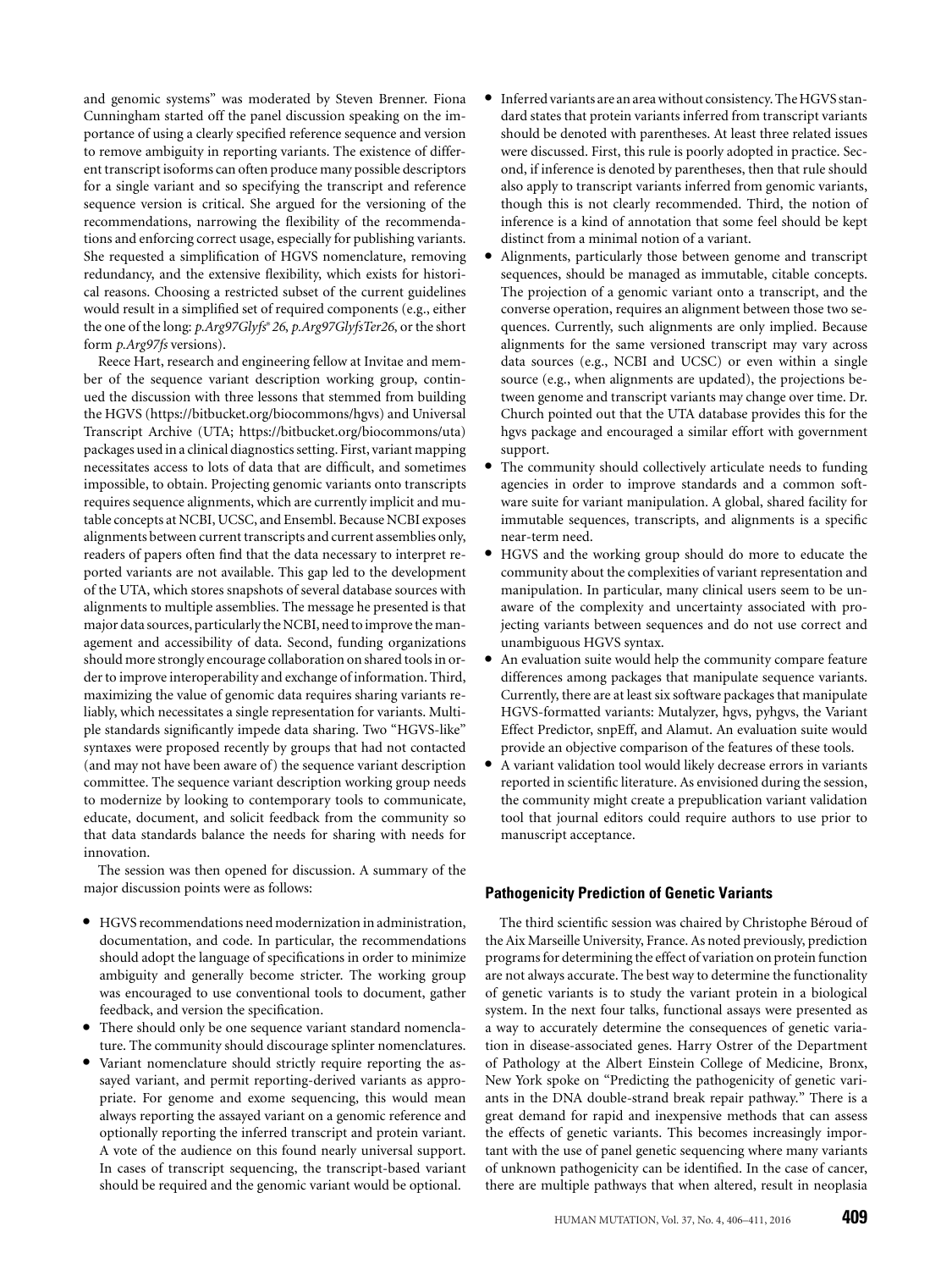and genomic systems" was moderated by Steven Brenner. Fiona Cunningham started off the panel discussion speaking on the importance of using a clearly specified reference sequence and version to remove ambiguity in reporting variants. The existence of different transcript isoforms can often produce many possible descriptors for a single variant and so specifying the transcript and reference sequence version is critical. She argued for the versioning of the recommendations, narrowing the flexibility of the recommendations and enforcing correct usage, especially for publishing variants. She requested a simplification of HGVS nomenclature, removing redundancy, and the extensive flexibility, which exists for historical reasons. Choosing a restricted subset of the current guidelines would result in a simplified set of required components (e.g., either the one of the long: *p.Arg97Glyfs*26*, *p.Arg97GlyfsTer26*, or the short form *p.Arg97fs* versions).

Reece Hart, research and engineering fellow at Invitae and member of the sequence variant description working group, continued the discussion with three lessons that stemmed from building the HGVS (https://bitbucket.org/biocommons/hgvs) and Universal Transcript Archive (UTA; https://bitbucket.org/biocommons/uta) packages used in a clinical diagnostics setting. First, variant mapping necessitates access to lots of data that are difficult, and sometimes impossible, to obtain. Projecting genomic variants onto transcripts requires sequence alignments, which are currently implicit and mutable concepts at NCBI, UCSC, and Ensembl. Because NCBI exposes alignments between current transcripts and current assemblies only, readers of papers often find that the data necessary to interpret reported variants are not available. This gap led to the development of the UTA, which stores snapshots of several database sources with alignments to multiple assemblies. The message he presented is that major data sources, particularly the NCBI, need to improve the management and accessibility of data. Second, funding organizations should more strongly encourage collaboration on shared tools in order to improve interoperability and exchange of information. Third, maximizing the value of genomic data requires sharing variants reliably, which necessitates a single representation for variants. Multiple standards significantly impede data sharing. Two "HGVS-like" syntaxes were proposed recently by groups that had not contacted (and may not have been aware of) the sequence variant description committee. The sequence variant description working group needs to modernize by looking to contemporary tools to communicate, educate, document, and solicit feedback from the community so that data standards balance the needs for sharing with needs for innovation.

The session was then opened for discussion. A summary of the major discussion points were as follows:

- HGVS recommendations need modernization in administration, documentation, and code. In particular, the recommendations should adopt the language of specifications in order to minimize ambiguity and generally become stricter. The working group was encouraged to use conventional tools to document, gather feedback, and version the specification.
- There should only be one sequence variant standard nomenclature. The community should discourage splinter nomenclatures.
- Variant nomenclature should strictly require reporting the assayed variant, and permit reporting-derived variants as appropriate. For genome and exome sequencing, this would mean always reporting the assayed variant on a genomic reference and optionally reporting the inferred transcript and protein variant. A vote of the audience on this found nearly universal support. In cases of transcript sequencing, the transcript-based variant should be required and the genomic variant would be optional.
- Inferred variants are an area without consistency. The HGVS standard states that protein variants inferred from transcript variants should be denoted with parentheses. At least three related issues were discussed. First, this rule is poorly adopted in practice. Second, if inference is denoted by parentheses, then that rule should also apply to transcript variants inferred from genomic variants, though this is not clearly recommended. Third, the notion of inference is a kind of annotation that some feel should be kept distinct from a minimal notion of a variant.
- Alignments, particularly those between genome and transcript sequences, should be managed as immutable, citable concepts. The projection of a genomic variant onto a transcript, and the converse operation, requires an alignment between those two sequences. Currently, such alignments are only implied. Because alignments for the same versioned transcript may vary across data sources (e.g., NCBI and UCSC) or even within a single source (e.g., when alignments are updated), the projections between genome and transcript variants may change over time. Dr. Church pointed out that the UTA database provides this for the hgvs package and encouraged a similar effort with government support.
- The community should collectively articulate needs to funding agencies in order to improve standards and a common software suite for variant manipulation. A global, shared facility for immutable sequences, transcripts, and alignments is a specific near-term need.
- HGVS and the working group should do more to educate the community about the complexities of variant representation and manipulation. In particular, many clinical users seem to be unaware of the complexity and uncertainty associated with projecting variants between sequences and do not use correct and unambiguous HGVS syntax.
- An evaluation suite would help the community compare feature differences among packages that manipulate sequence variants. Currently, there are at least six software packages that manipulate HGVS-formatted variants: Mutalyzer, hgvs, pyhgvs, the Variant Effect Predictor, snpEff, and Alamut. An evaluation suite would provide an objective comparison of the features of these tools.
- A variant validation tool would likely decrease errors in variants reported in scientific literature. As envisioned during the session, the community might create a prepublication variant validation tool that journal editors could require authors to use prior to manuscript acceptance.

### Pathogenicity Prediction of Genetic Variants

The third scientific session was chaired by Christophe Béroud of the Aix Marseille University, France. As noted previously, prediction programs for determining the effect of variation on protein function are not always accurate. The best way to determine the functionality of genetic variants is to study the variant protein in a biological system. In the next four talks, functional assays were presented as a way to accurately determine the consequences of genetic variation in disease-associated genes. Harry Ostrer of the Department of Pathology at the Albert Einstein College of Medicine, Bronx, New York spoke on "Predicting the pathogenicity of genetic variants in the DNA double-strand break repair pathway." There is a great demand for rapid and inexpensive methods that can assess the effects of genetic variants. This becomes increasingly important with the use of panel genetic sequencing where many variants of unknown pathogenicity can be identified. In the case of cancer, there are multiple pathways that when altered, result in neoplasia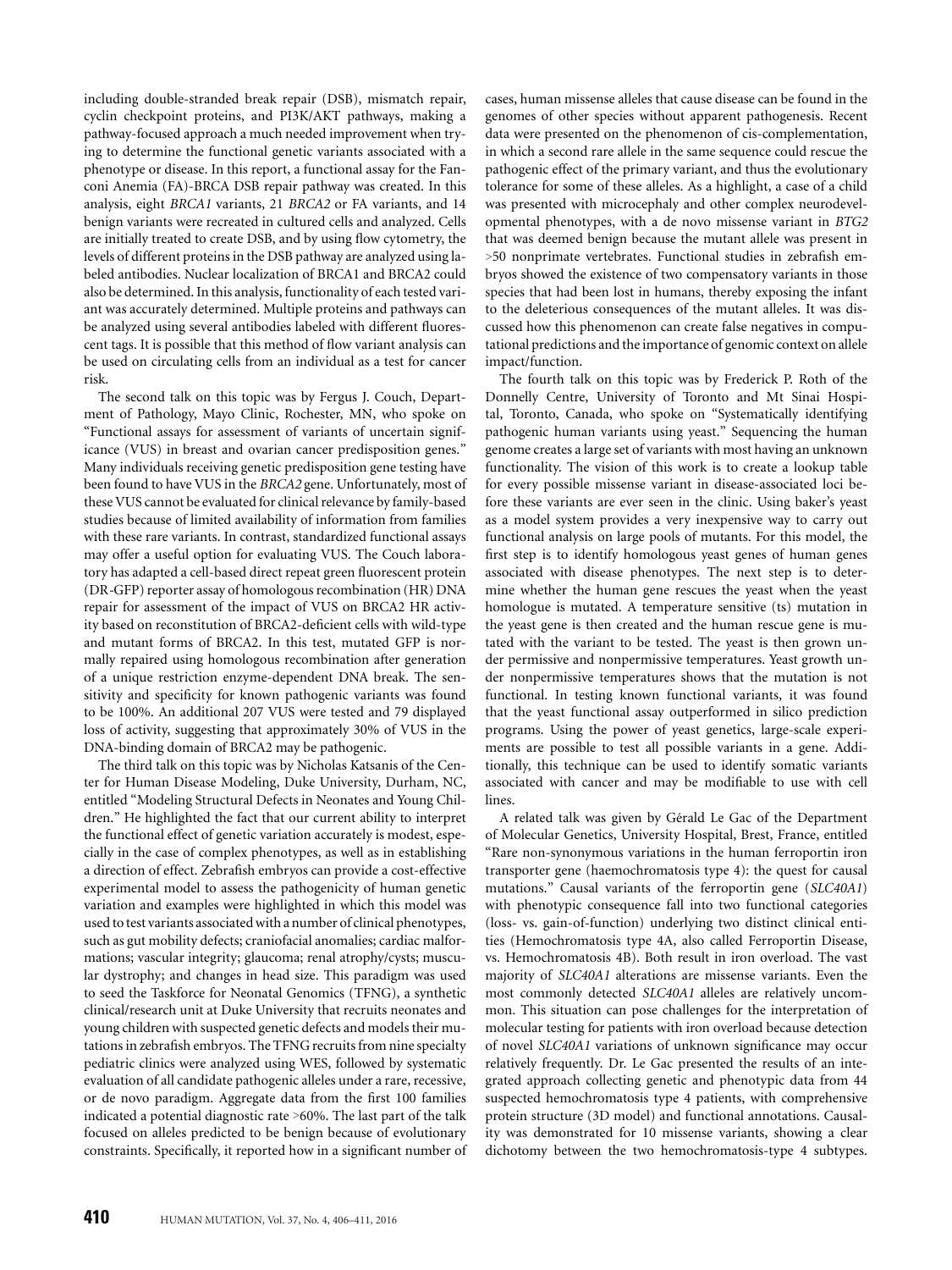including double-stranded break repair (DSB), mismatch repair, cyclin checkpoint proteins, and PI3K/AKT pathways, making a pathway-focused approach a much needed improvement when trying to determine the functional genetic variants associated with a phenotype or disease. In this report, a functional assay for the Fanconi Anemia (FA)-BRCA DSB repair pathway was created. In this analysis, eight *BRCA1* variants, 21 *BRCA2* or FA variants, and 14 benign variants were recreated in cultured cells and analyzed. Cells are initially treated to create DSB, and by using flow cytometry, the levels of different proteins in the DSB pathway are analyzed using labeled antibodies. Nuclear localization of BRCA1 and BRCA2 could also be determined. In this analysis, functionality of each tested variant was accurately determined. Multiple proteins and pathways can be analyzed using several antibodies labeled with different fluorescent tags. It is possible that this method of flow variant analysis can be used on circulating cells from an individual as a test for cancer risk.

The second talk on this topic was by Fergus J. Couch, Department of Pathology, Mayo Clinic, Rochester, MN, who spoke on "Functional assays for assessment of variants of uncertain significance (VUS) in breast and ovarian cancer predisposition genes." Many individuals receiving genetic predisposition gene testing have been found to have VUS in the *BRCA2* gene. Unfortunately, most of these VUS cannot be evaluated for clinical relevance by family-based studies because of limited availability of information from families with these rare variants. In contrast, standardized functional assays may offer a useful option for evaluating VUS. The Couch laboratory has adapted a cell-based direct repeat green fluorescent protein (DR-GFP) reporter assay of homologous recombination (HR) DNA repair for assessment of the impact of VUS on BRCA2 HR activity based on reconstitution of BRCA2-deficient cells with wild-type and mutant forms of BRCA2. In this test, mutated GFP is normally repaired using homologous recombination after generation of a unique restriction enzyme-dependent DNA break. The sensitivity and specificity for known pathogenic variants was found to be 100%. An additional 207 VUS were tested and 79 displayed loss of activity, suggesting that approximately 30% of VUS in the DNA-binding domain of BRCA2 may be pathogenic.

The third talk on this topic was by Nicholas Katsanis of the Center for Human Disease Modeling, Duke University, Durham, NC, entitled "Modeling Structural Defects in Neonates and Young Children." He highlighted the fact that our current ability to interpret the functional effect of genetic variation accurately is modest, especially in the case of complex phenotypes, as well as in establishing a direction of effect. Zebrafish embryos can provide a cost-effective experimental model to assess the pathogenicity of human genetic variation and examples were highlighted in which this model was used to test variants associated with a number of clinical phenotypes, such as gut mobility defects; craniofacial anomalies; cardiac malformations; vascular integrity; glaucoma; renal atrophy/cysts; muscular dystrophy; and changes in head size. This paradigm was used to seed the Taskforce for Neonatal Genomics (TFNG), a synthetic clinical/research unit at Duke University that recruits neonates and young children with suspected genetic defects and models their mutations in zebrafish embryos. The TFNG recruits from nine specialty pediatric clinics were analyzed using WES, followed by systematic evaluation of all candidate pathogenic alleles under a rare, recessive, or de novo paradigm. Aggregate data from the first 100 families indicated a potential diagnostic rate >60%. The last part of the talk focused on alleles predicted to be benign because of evolutionary constraints. Specifically, it reported how in a significant number of cases, human missense alleles that cause disease can be found in the genomes of other species without apparent pathogenesis. Recent data were presented on the phenomenon of cis-complementation, in which a second rare allele in the same sequence could rescue the pathogenic effect of the primary variant, and thus the evolutionary tolerance for some of these alleles. As a highlight, a case of a child was presented with microcephaly and other complex neurodevelopmental phenotypes, with a de novo missense variant in *BTG2* that was deemed benign because the mutant allele was present in >50 nonprimate vertebrates. Functional studies in zebrafish embryos showed the existence of two compensatory variants in those species that had been lost in humans, thereby exposing the infant to the deleterious consequences of the mutant alleles. It was discussed how this phenomenon can create false negatives in computational predictions and the importance of genomic context on allele impact/function.

The fourth talk on this topic was by Frederick P. Roth of the Donnelly Centre, University of Toronto and Mt Sinai Hospital, Toronto, Canada, who spoke on "Systematically identifying pathogenic human variants using yeast." Sequencing the human genome creates a large set of variants with most having an unknown functionality. The vision of this work is to create a lookup table for every possible missense variant in disease-associated loci before these variants are ever seen in the clinic. Using baker's yeast as a model system provides a very inexpensive way to carry out functional analysis on large pools of mutants. For this model, the first step is to identify homologous yeast genes of human genes associated with disease phenotypes. The next step is to determine whether the human gene rescues the yeast when the yeast homologue is mutated. A temperature sensitive (ts) mutation in the yeast gene is then created and the human rescue gene is mutated with the variant to be tested. The yeast is then grown under permissive and nonpermissive temperatures. Yeast growth under nonpermissive temperatures shows that the mutation is not functional. In testing known functional variants, it was found that the yeast functional assay outperformed in silico prediction programs. Using the power of yeast genetics, large-scale experiments are possible to test all possible variants in a gene. Additionally, this technique can be used to identify somatic variants associated with cancer and may be modifiable to use with cell lines.

A related talk was given by Gérald Le Gac of the Department of Molecular Genetics, University Hospital, Brest, France, entitled "Rare non-synonymous variations in the human ferroportin iron transporter gene (haemochromatosis type 4): the quest for causal mutations." Causal variants of the ferroportin gene (*SLC40A1*) with phenotypic consequence fall into two functional categories (loss- vs. gain-of-function) underlying two distinct clinical entities (Hemochromatosis type 4A, also called Ferroportin Disease, vs. Hemochromatosis 4B). Both result in iron overload. The vast majority of *SLC40A1* alterations are missense variants. Even the most commonly detected *SLC40A1* alleles are relatively uncommon. This situation can pose challenges for the interpretation of molecular testing for patients with iron overload because detection of novel *SLC40A1* variations of unknown significance may occur relatively frequently. Dr. Le Gac presented the results of an integrated approach collecting genetic and phenotypic data from 44 suspected hemochromatosis type 4 patients, with comprehensive protein structure (3D model) and functional annotations. Causality was demonstrated for 10 missense variants, showing a clear dichotomy between the two hemochromatosis-type 4 subtypes.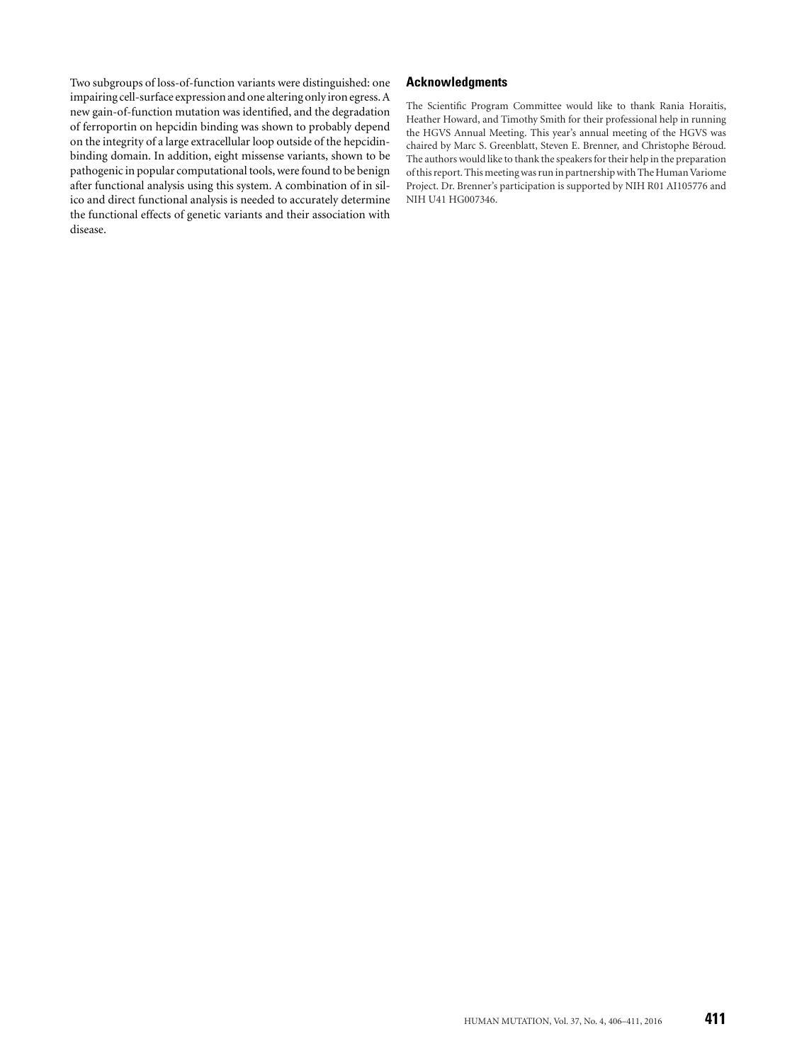Two subgroups of loss-of-function variants were distinguished: one impairing cell-surface expression and one altering only iron egress. A new gain-of-function mutation was identified, and the degradation of ferroportin on hepcidin binding was shown to probably depend on the integrity of a large extracellular loop outside of the hepcidin-binding domain. In addition, eight missense variants, shown to be pathogenic in popular computational tools, were found to be benign after functional analysis using this system. A combination of in silico and direct functional analysis is needed to accurately determine the functional effects of genetic variants and their association with disease.

## Acknowledgments

The Scientific Program Committee would like to thank Rania Horaitis, Heather Howard, and Timothy Smith for their professional help in running the HGVS Annual Meeting. This year's annual meeting of the HGVS was chaired by Marc S. Greenblatt, Steven E. Brenner, and Christophe Béroud. The authors would like to thank the speakers for their help in the preparation of this report. This meeting was run in partnership with The Human Variome Project. Dr. Brenner's participation is supported by NIH R01 AI105776 and NIH U41 HG007346.